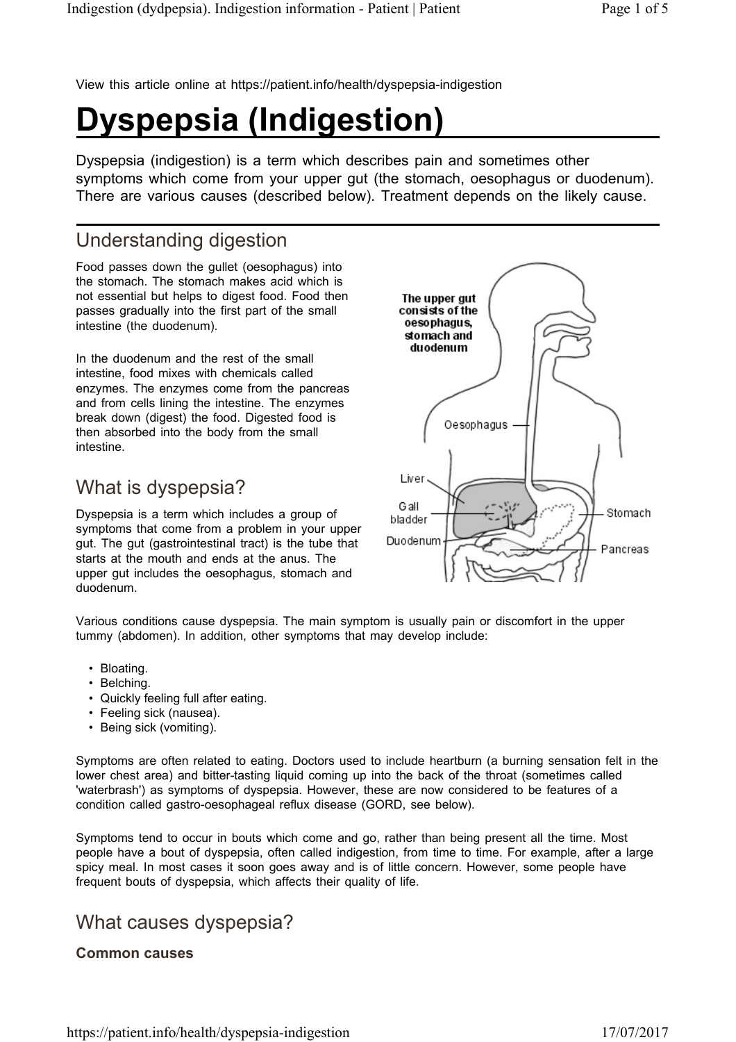View this article online at https://patient.info/health/dyspepsia-indigestion

# Dyspepsia (Indigestion)

Dyspepsia (indigestion) is a term which describes pain and sometimes other symptoms which come from your upper gut (the stomach, oesophagus or duodenum). There are various causes (described below). Treatment depends on the likely cause.

## Understanding digestion

Food passes down the gullet (oesophagus) into the stomach. The stomach makes acid which is not essential but helps to digest food. Food then passes gradually into the first part of the small intestine (the duodenum).

In the duodenum and the rest of the small intestine, food mixes with chemicals called enzymes. The enzymes come from the pancreas and from cells lining the intestine. The enzymes break down (digest) the food. Digested food is then absorbed into the body from the small intestine.

## What is dyspepsia?

Dyspepsia is a term which includes a group of symptoms that come from a problem in your upper gut. The gut (gastrointestinal tract) is the tube that starts at the mouth and ends at the anus. The upper gut includes the oesophagus, stomach and duodenum.

Various conditions cause dyspepsia. The main symptom is usually pain or discomfort in the upper tummy (abdomen). In addition, other symptoms that may develop include:

- Bloating.
- Belching.
- Quickly feeling full after eating.
- Feeling sick (nausea).
- Being sick (vomiting).

Symptoms are often related to eating. Doctors used to include heartburn (a burning sensation felt in the lower chest area) and bitter-tasting liquid coming up into the back of the throat (sometimes called 'waterbrash') as symptoms of dyspepsia. However, these are now considered to be features of a condition called gastro-oesophageal reflux disease (GORD, see below).

Symptoms tend to occur in bouts which come and go, rather than being present all the time. Most people have a bout of dyspepsia, often called indigestion, from time to time. For example, after a large spicy meal. In most cases it soon goes away and is of little concern. However, some people have frequent bouts of dyspepsia, which affects their quality of life.

## What causes dyspepsia?

### Common causes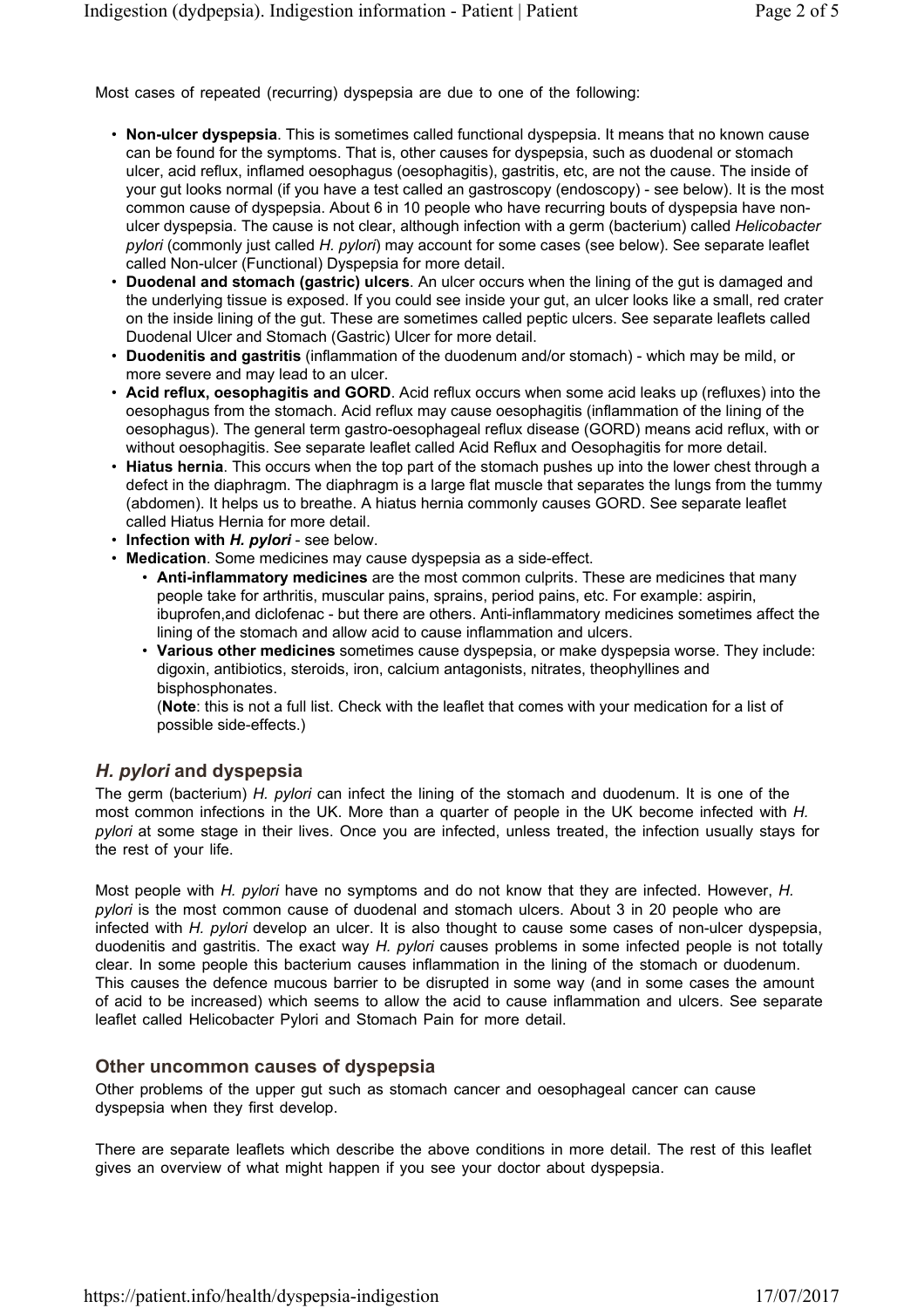Most cases of repeated (recurring) dyspepsia are due to one of the following:

- **Non-ulcer dyspepsia**. This is sometimes called functional dyspepsia. It means that no known cause can be found for the symptoms. That is, other causes for dyspepsia, such as duodenal or stomach ulcer, acid reflux, inflamed oesophagus (oesophagitis), gastritis, etc, are not the cause. The inside of your gut looks normal (if you have a test called an gastroscopy (endoscopy) - see below). It is the most common cause of dyspepsia. About 6 in 10 people who have recurring bouts of dyspepsia have non-ulcer dyspepsia. The cause is not clear, although infection with a germ (bacterium) called *Helicobacter pylori* (commonly just called *H. pylori*) may account for some cases (see below). See separate leaflet called Non-ulcer (Functional) Dyspepsia for more detail.
- **Duodenal and stomach (gastric) ulcers**. An ulcer occurs when the lining of the gut is damaged and the underlying tissue is exposed. If you could see inside your gut, an ulcer looks like a small, red crater on the inside lining of the gut. These are sometimes called peptic ulcers. See separate leaflets called Duodenal Ulcer and Stomach (Gastric) Ulcer for more detail.
- **Duodenitis and gastritis** (inflammation of the duodenum and/or stomach) - which may be mild, or more severe and may lead to an ulcer.
- **Acid reflux, oesophagitis and GORD**. Acid reflux occurs when some acid leaks up (refluxes) into the oesophagus from the stomach. Acid reflux may cause oesophagitis (inflammation of the lining of the oesophagus). The general term gastro-oesophageal reflux disease (GORD) means acid reflux, with or without oesophagitis. See separate leaflet called Acid Reflux and Oesophagitis for more detail.
- **Hiatus hernia**. This occurs when the top part of the stomach pushes up into the lower chest through a defect in the diaphragm. The diaphragm is a large flat muscle that separates the lungs from the tummy (abdomen). It helps us to breathe. A hiatus hernia commonly causes GORD. See separate leaflet called Hiatus Hernia for more detail.
- **Infection with *H. pylori*** - see below.
- **Medication**. Some medicines may cause dyspepsia as a side-effect.
  - **Anti-inflammatory medicines** are the most common culprits. These are medicines that many people take for arthritis, muscular pains, sprains, period pains, etc. For example: aspirin, ibuprofen,and diclofenac - but there are others. Anti-inflammatory medicines sometimes affect the lining of the stomach and allow acid to cause inflammation and ulcers.
  - **Various other medicines** sometimes cause dyspepsia, or make dyspepsia worse. They include: digoxin, antibiotics, steroids, iron, calcium antagonists, nitrates, theophyllines and bisphosphonates.
    (**Note**: this is not a full list. Check with the leaflet that comes with your medication for a list of possible side-effects.)

## *H. pylori* and dyspepsia

The germ (bacterium) *H. pylori* can infect the lining of the stomach and duodenum. It is one of the most common infections in the UK. More than a quarter of people in the UK become infected with *H. pylori* at some stage in their lives. Once you are infected, unless treated, the infection usually stays for the rest of your life.

Most people with *H. pylori* have no symptoms and do not know that they are infected. However, *H. pylori* is the most common cause of duodenal and stomach ulcers. About 3 in 20 people who are infected with *H. pylori* develop an ulcer. It is also thought to cause some cases of non-ulcer dyspepsia, duodenitis and gastritis. The exact way *H. pylori* causes problems in some infected people is not totally clear. In some people this bacterium causes inflammation in the lining of the stomach or duodenum. This causes the defence mucous barrier to be disrupted in some way (and in some cases the amount of acid to be increased) which seems to allow the acid to cause inflammation and ulcers. See separate leaflet called Helicobacter Pylori and Stomach Pain for more detail.

## Other uncommon causes of dyspepsia

Other problems of the upper gut such as stomach cancer and oesophageal cancer can cause dyspepsia when they first develop.

There are separate leaflets which describe the above conditions in more detail. The rest of this leaflet gives an overview of what might happen if you see your doctor about dyspepsia.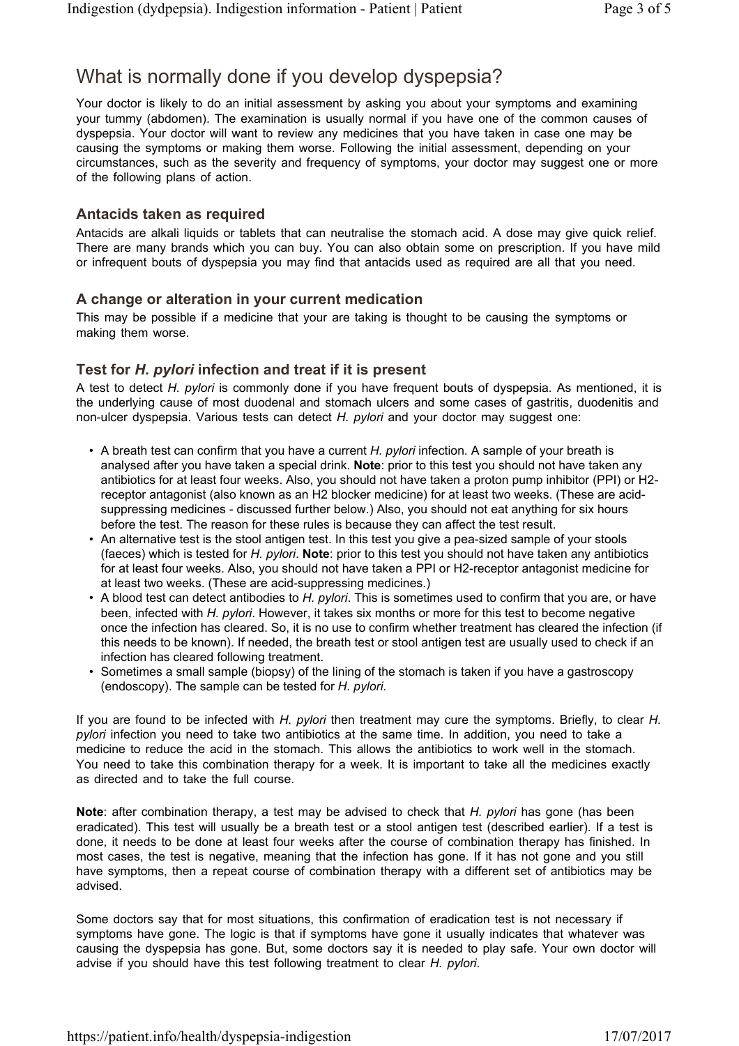## What is normally done if you develop dyspepsia?

Your doctor is likely to do an initial assessment by asking you about your symptoms and examining your tummy (abdomen). The examination is usually normal if you have one of the common causes of dyspepsia. Your doctor will want to review any medicines that you have taken in case one may be causing the symptoms or making them worse. Following the initial assessment, depending on your circumstances, such as the severity and frequency of symptoms, your doctor may suggest one or more of the following plans of action.

### Antacids taken as required

Antacids are alkali liquids or tablets that can neutralise the stomach acid. A dose may give quick relief. There are many brands which you can buy. You can also obtain some on prescription. If you have mild or infrequent bouts of dyspepsia you may find that antacids used as required are all that you need.

### A change or alteration in your current medication

This may be possible if a medicine that your are taking is thought to be causing the symptoms or making them worse.

### Test for *H. pylori* infection and treat if it is present

A test to detect *H. pylori* is commonly done if you have frequent bouts of dyspepsia. As mentioned, it is the underlying cause of most duodenal and stomach ulcers and some cases of gastritis, duodenitis and non-ulcer dyspepsia. Various tests can detect *H. pylori* and your doctor may suggest one:

- A breath test can confirm that you have a current *H. pylori* infection. A sample of your breath is analysed after you have taken a special drink. **Note**: prior to this test you should not have taken any antibiotics for at least four weeks. Also, you should not have taken a proton pump inhibitor (PPI) or H2-receptor antagonist (also known as an H2 blocker medicine) for at least two weeks. (These are acid-suppressing medicines - discussed further below.) Also, you should not eat anything for six hours before the test. The reason for these rules is because they can affect the test result.
- An alternative test is the stool antigen test. In this test you give a pea-sized sample of your stools (faeces) which is tested for *H. pylori*. **Note**: prior to this test you should not have taken any antibiotics for at least four weeks. Also, you should not have taken a PPI or H2-receptor antagonist medicine for at least two weeks. (These are acid-suppressing medicines.)
- A blood test can detect antibodies to *H. pylori*. This is sometimes used to confirm that you are, or have been, infected with *H. pylori*. However, it takes six months or more for this test to become negative once the infection has cleared. So, it is no use to confirm whether treatment has cleared the infection (if this needs to be known). If needed, the breath test or stool antigen test are usually used to check if an infection has cleared following treatment.
- Sometimes a small sample (biopsy) of the lining of the stomach is taken if you have a gastroscopy (endoscopy). The sample can be tested for *H. pylori*.

If you are found to be infected with *H. pylori* then treatment may cure the symptoms. Briefly, to clear *H. pylori* infection you need to take two antibiotics at the same time. In addition, you need to take a medicine to reduce the acid in the stomach. This allows the antibiotics to work well in the stomach. You need to take this combination therapy for a week. It is important to take all the medicines exactly as directed and to take the full course.

**Note**: after combination therapy, a test may be advised to check that *H. pylori* has gone (has been eradicated). This test will usually be a breath test or a stool antigen test (described earlier). If a test is done, it needs to be done at least four weeks after the course of combination therapy has finished. In most cases, the test is negative, meaning that the infection has gone. If it has not gone and you still have symptoms, then a repeat course of combination therapy with a different set of antibiotics may be advised.

Some doctors say that for most situations, this confirmation of eradication test is not necessary if symptoms have gone. The logic is that if symptoms have gone it usually indicates that whatever was causing the dyspepsia has gone. But, some doctors say it is needed to play safe. Your own doctor will advise if you should have this test following treatment to clear *H. pylori*.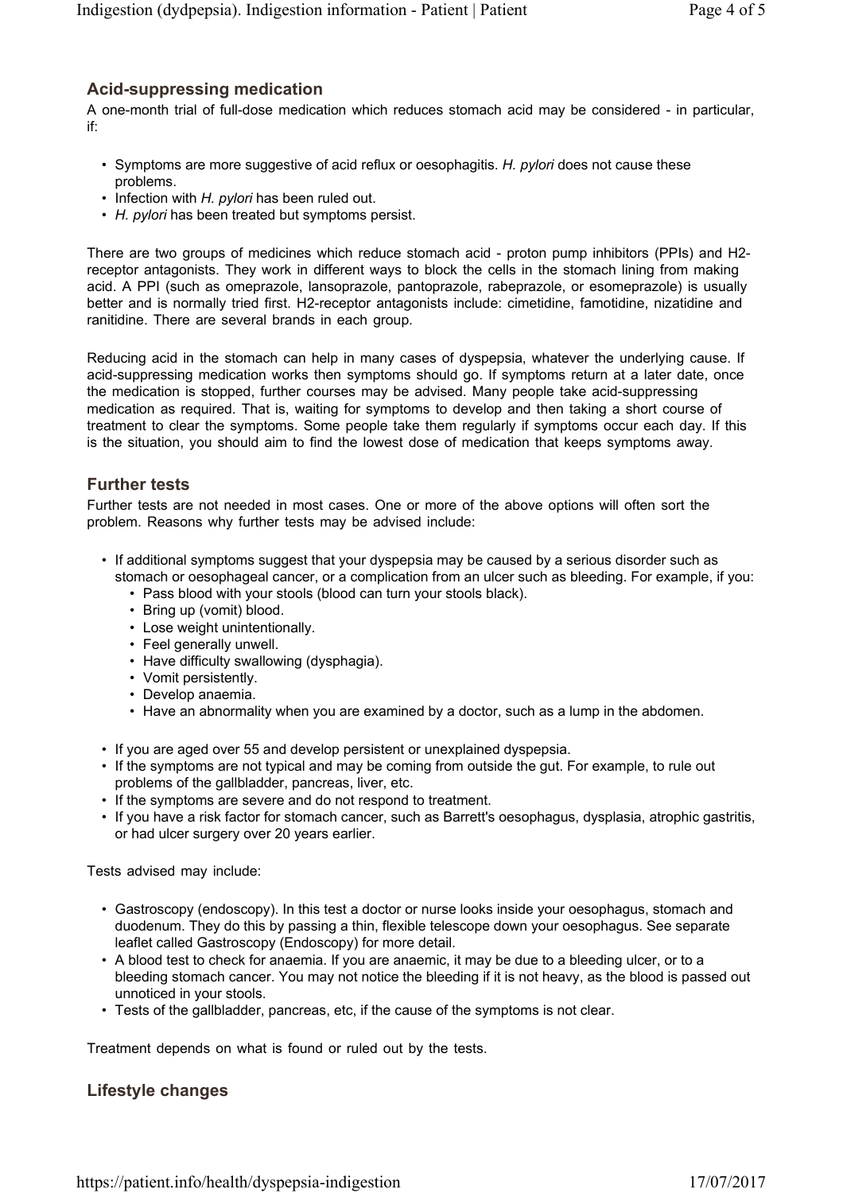## Acid-suppressing medication

A one-month trial of full-dose medication which reduces stomach acid may be considered - in particular, if:

- Symptoms are more suggestive of acid reflux or oesophagitis. *H. pylori* does not cause these problems.
- Infection with *H. pylori* has been ruled out.
- *H. pylori* has been treated but symptoms persist.

There are two groups of medicines which reduce stomach acid - proton pump inhibitors (PPIs) and H2-receptor antagonists. They work in different ways to block the cells in the stomach lining from making acid. A PPI (such as omeprazole, lansoprazole, pantoprazole, rabeprazole, or esomeprazole) is usually better and is normally tried first. H2-receptor antagonists include: cimetidine, famotidine, nizatidine and ranitidine. There are several brands in each group.

Reducing acid in the stomach can help in many cases of dyspepsia, whatever the underlying cause. If acid-suppressing medication works then symptoms should go. If symptoms return at a later date, once the medication is stopped, further courses may be advised. Many people take acid-suppressing medication as required. That is, waiting for symptoms to develop and then taking a short course of treatment to clear the symptoms. Some people take them regularly if symptoms occur each day. If this is the situation, you should aim to find the lowest dose of medication that keeps symptoms away.

## Further tests

Further tests are not needed in most cases. One or more of the above options will often sort the problem. Reasons why further tests may be advised include:

- If additional symptoms suggest that your dyspepsia may be caused by a serious disorder such as stomach or oesophageal cancer, or a complication from an ulcer such as bleeding. For example, if you:
  - Pass blood with your stools (blood can turn your stools black).
  - Bring up (vomit) blood.
  - Lose weight unintentionally.
  - Feel generally unwell.
  - Have difficulty swallowing (dysphagia).
  - Vomit persistently.
  - Develop anaemia.
  - Have an abnormality when you are examined by a doctor, such as a lump in the abdomen.
- If you are aged over 55 and develop persistent or unexplained dyspepsia.
- If the symptoms are not typical and may be coming from outside the gut. For example, to rule out problems of the gallbladder, pancreas, liver, etc.
- If the symptoms are severe and do not respond to treatment.
- If you have a risk factor for stomach cancer, such as Barrett's oesophagus, dysplasia, atrophic gastritis, or had ulcer surgery over 20 years earlier.

Tests advised may include:

- Gastroscopy (endoscopy). In this test a doctor or nurse looks inside your oesophagus, stomach and duodenum. They do this by passing a thin, flexible telescope down your oesophagus. See separate leaflet called Gastroscopy (Endoscopy) for more detail.
- A blood test to check for anaemia. If you are anaemic, it may be due to a bleeding ulcer, or to a bleeding stomach cancer. You may not notice the bleeding if it is not heavy, as the blood is passed out unnoticed in your stools.
- Tests of the gallbladder, pancreas, etc, if the cause of the symptoms is not clear.

Treatment depends on what is found or ruled out by the tests.

## Lifestyle changes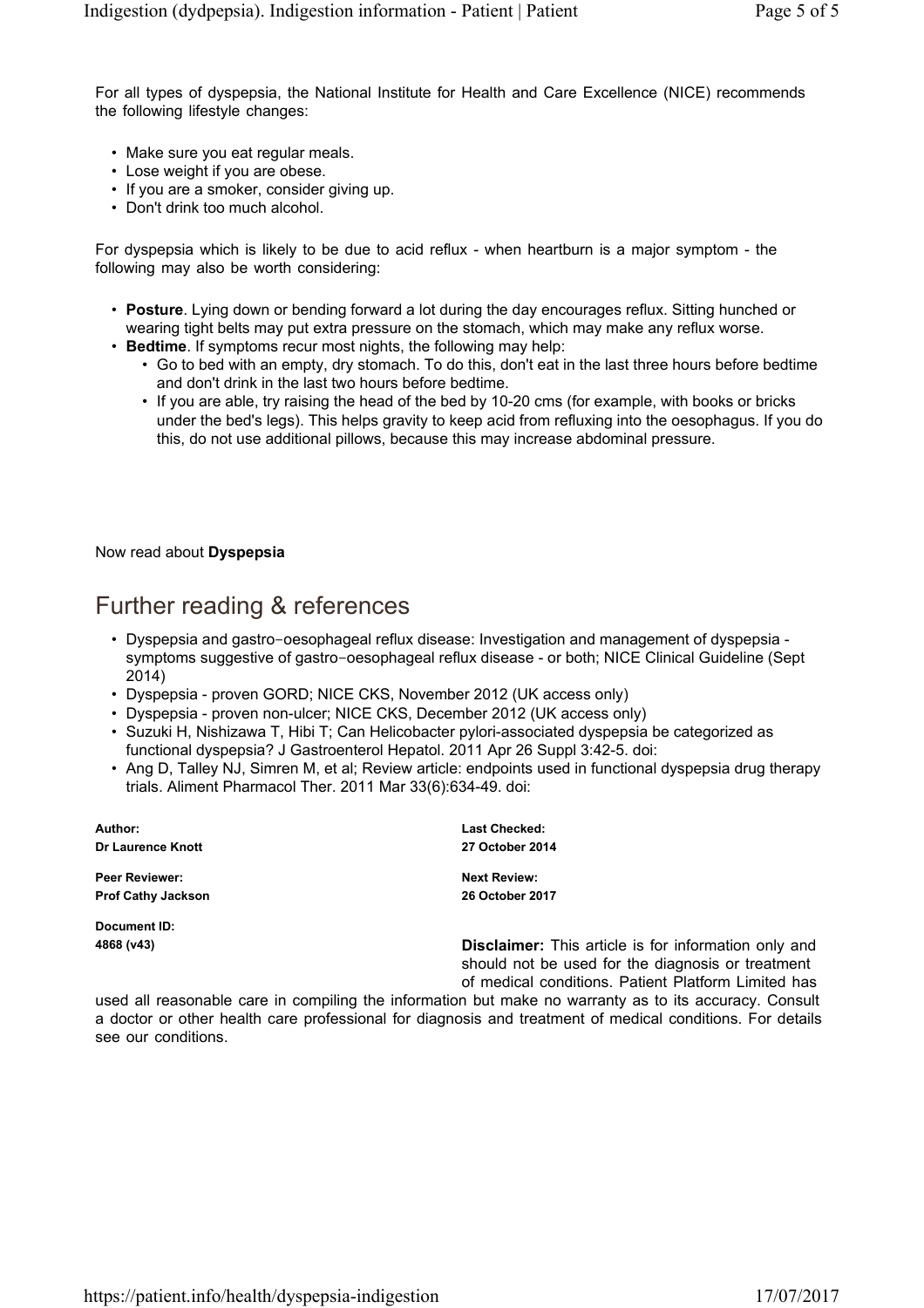For all types of dyspepsia, the National Institute for Health and Care Excellence (NICE) recommends the following lifestyle changes:

- Make sure you eat regular meals.
- Lose weight if you are obese.
- If you are a smoker, consider giving up.
- Don't drink too much alcohol.

For dyspepsia which is likely to be due to acid reflux - when heartburn is a major symptom - the following may also be worth considering:

- **Posture**. Lying down or bending forward a lot during the day encourages reflux. Sitting hunched or wearing tight belts may put extra pressure on the stomach, which may make any reflux worse.
- **Bedtime**. If symptoms recur most nights, the following may help:
  - Go to bed with an empty, dry stomach. To do this, don't eat in the last three hours before bedtime and don't drink in the last two hours before bedtime.
  - If you are able, try raising the head of the bed by 10-20 cms (for example, with books or bricks under the bed's legs). This helps gravity to keep acid from refluxing into the oesophagus. If you do this, do not use additional pillows, because this may increase abdominal pressure.

Now read about **Dyspepsia**

## Further reading & references

- Dyspepsia and gastro-oesophageal reflux disease: Investigation and management of dyspepsia - symptoms suggestive of gastro-oesophageal reflux disease - or both; NICE Clinical Guideline (Sept 2014)
- Dyspepsia - proven GORD; NICE CKS, November 2012 (UK access only)
- Dyspepsia - proven non-ulcer; NICE CKS, December 2012 (UK access only)
- Suzuki H, Nishizawa T, Hibi T; Can Helicobacter pylori-associated dyspepsia be categorized as functional dyspepsia? J Gastroenterol Hepatol. 2011 Apr 26 Suppl 3:42-5. doi:
- Ang D, Talley NJ, Simren M, et al; Review article: endpoints used in functional dyspepsia drug therapy trials. Aliment Pharmacol Ther. 2011 Mar 33(6):634-49. doi:

**Author:**
**Dr Laurence Knott**

**Peer Reviewer:**
**Prof Cathy Jackson**

**Document ID:**
**4868 (v43)**

**Last Checked:**
**27 October 2014**

**Next Review:**
**26 October 2017**

**Disclaimer:** This article is for information only and should not be used for the diagnosis or treatment of medical conditions. Patient Platform Limited has used all reasonable care in compiling the information but make no warranty as to its accuracy. Consult a doctor or other health care professional for diagnosis and treatment of medical conditions. For details see our conditions.